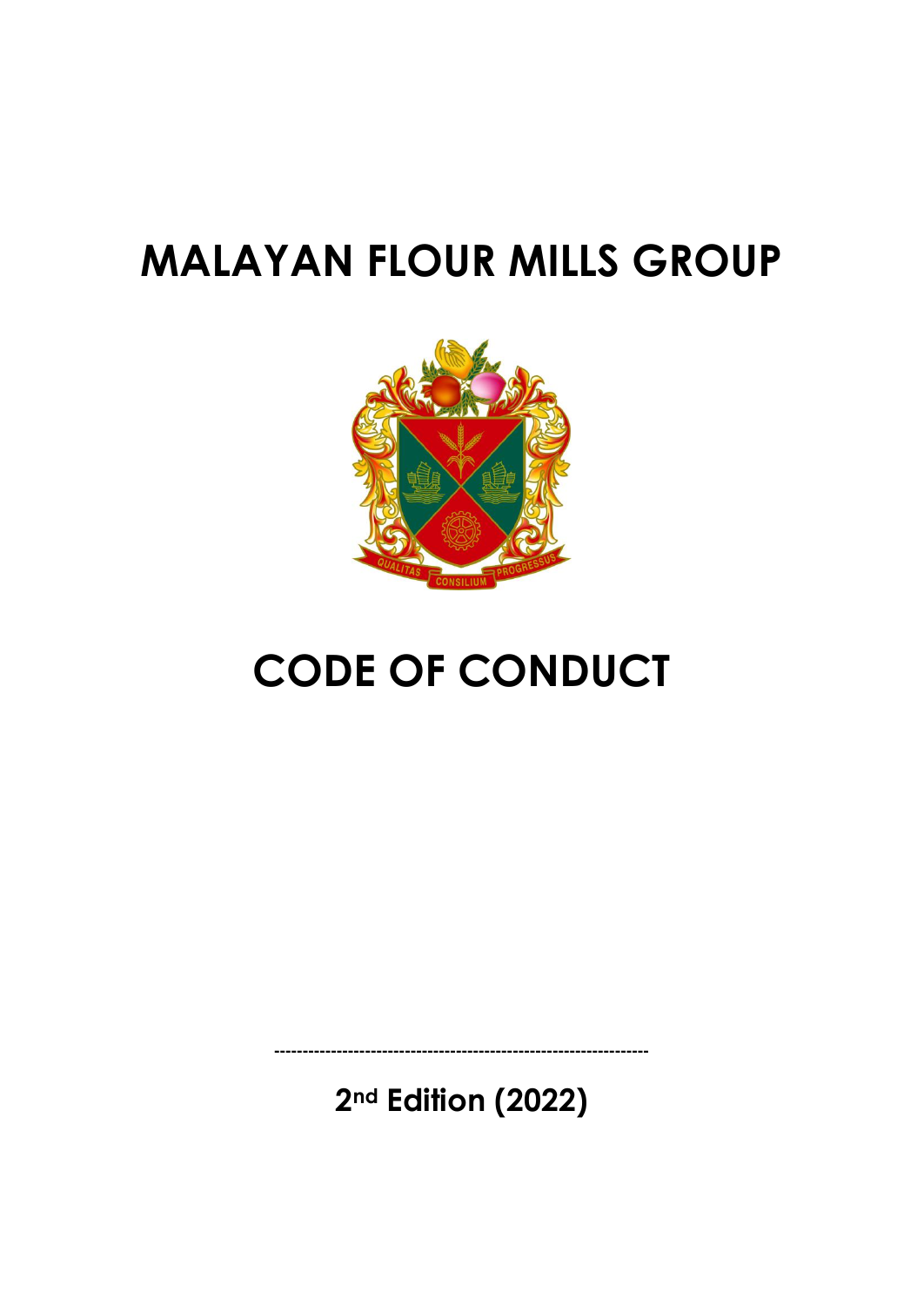# MALAYAN FLOUR MILLS GROUP

# CODE OF CONDUCT

---

**2nd Edition (2022)**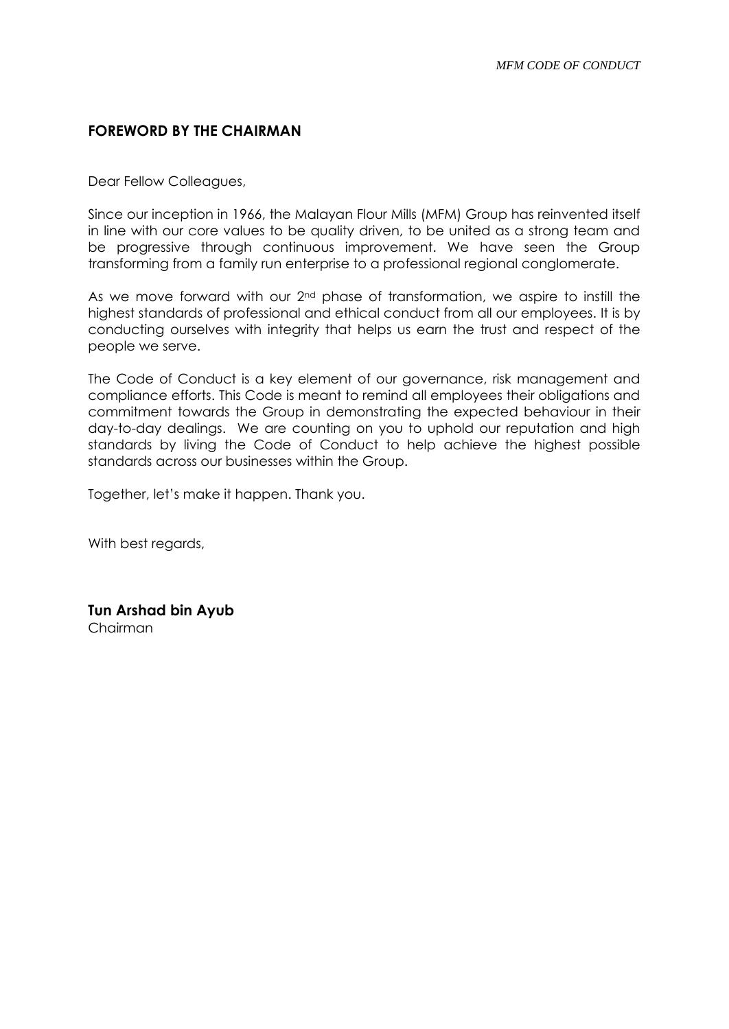## FOREWORD BY THE CHAIRMAN

Dear Fellow Colleagues,

Since our inception in 1966, the Malayan Flour Mills (MFM) Group has reinvented itself in line with our core values to be quality driven, to be united as a strong team and be progressive through continuous improvement. We have seen the Group transforming from a family run enterprise to a professional regional conglomerate.

As we move forward with our 2nd phase of transformation, we aspire to instill the highest standards of professional and ethical conduct from all our employees. It is by conducting ourselves with integrity that helps us earn the trust and respect of the people we serve.

The Code of Conduct is a key element of our governance, risk management and compliance efforts. This Code is meant to remind all employees their obligations and commitment towards the Group in demonstrating the expected behaviour in their day-to-day dealings. We are counting on you to uphold our reputation and high standards by living the Code of Conduct to help achieve the highest possible standards across our businesses within the Group.

Together, let's make it happen. Thank you.

With best regards,

**Tun Arshad bin Ayub**
Chairman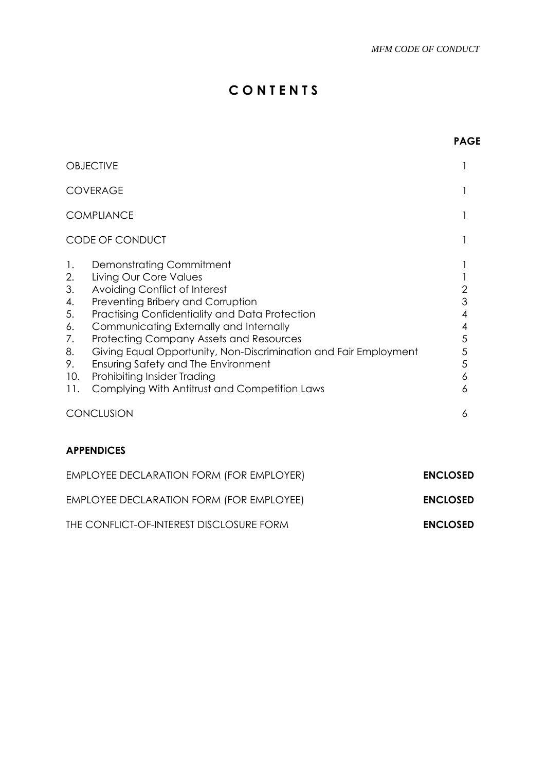# C O N T E N T S

| | | PAGE |
|---|---|---|
| OBJECTIVE | | 1 |
| COVERAGE | | 1 |
| COMPLIANCE | | 1 |
| CODE OF CONDUCT | | 1 |
| 1. | Demonstrating Commitment | 1 |
| 2. | Living Our Core Values | 1 |
| 3. | Avoiding Conflict of Interest | 2 |
| 4. | Preventing Bribery and Corruption | 3 |
| 5. | Practising Confidentiality and Data Protection | 4 |
| 6. | Communicating Externally and Internally | 4 |
| 7. | Protecting Company Assets and Resources | 5 |
| 8. | Giving Equal Opportunity, Non-Discrimination and Fair Employment | 5 |
| 9. | Ensuring Safety and The Environment | 5 |
| 10. | Prohibiting Insider Trading | 6 |
| 11. | Complying With Antitrust and Competition Laws | 6 |
| CONCLUSION | | 6 |

**APPENDICES**

| | |
|---|---|
| EMPLOYEE DECLARATION FORM (FOR EMPLOYER) | **ENCLOSED** |
| EMPLOYEE DECLARATION FORM (FOR EMPLOYEE) | **ENCLOSED** |
| THE CONFLICT-OF-INTEREST DISCLOSURE FORM | **ENCLOSED** |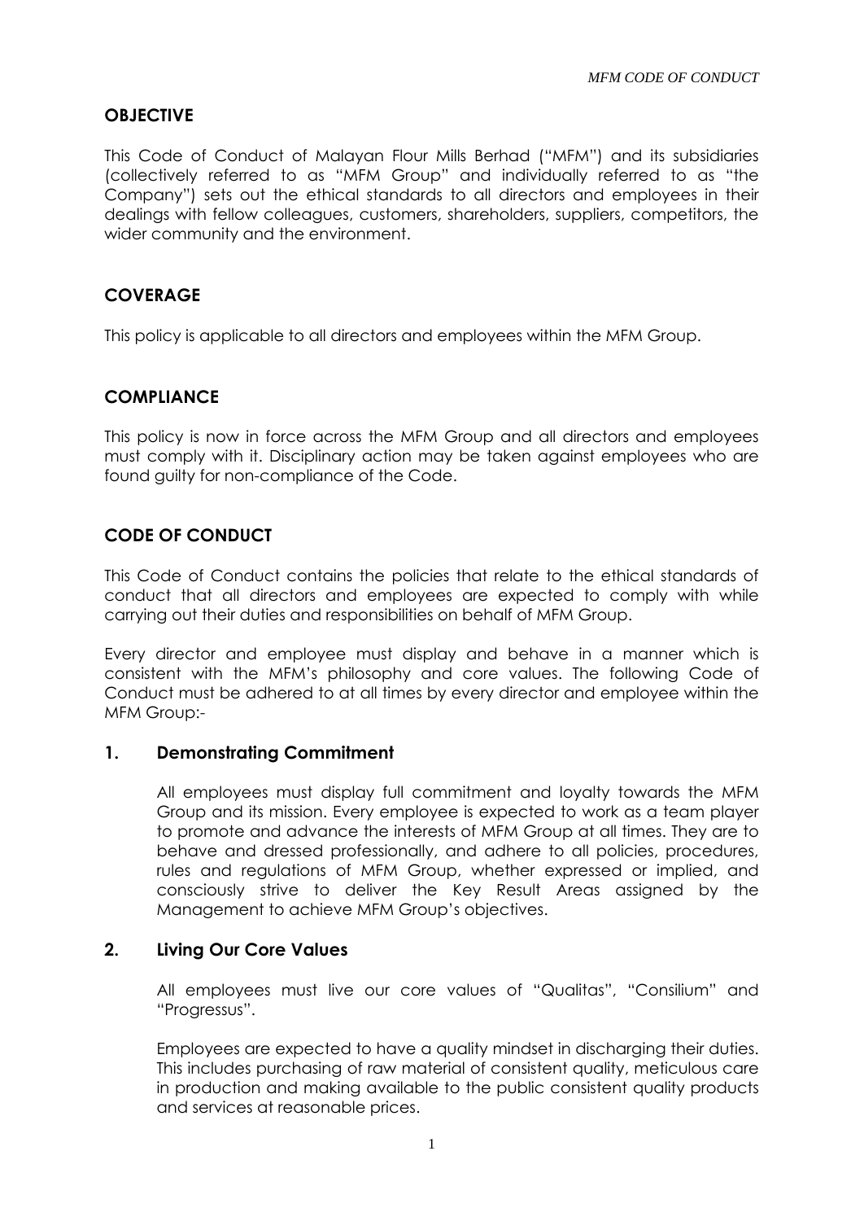## OBJECTIVE

This Code of Conduct of Malayan Flour Mills Berhad ("MFM") and its subsidiaries (collectively referred to as "MFM Group" and individually referred to as "the Company") sets out the ethical standards to all directors and employees in their dealings with fellow colleagues, customers, shareholders, suppliers, competitors, the wider community and the environment.

## COVERAGE

This policy is applicable to all directors and employees within the MFM Group.

## COMPLIANCE

This policy is now in force across the MFM Group and all directors and employees must comply with it. Disciplinary action may be taken against employees who are found guilty for non-compliance of the Code.

## CODE OF CONDUCT

This Code of Conduct contains the policies that relate to the ethical standards of conduct that all directors and employees are expected to comply with while carrying out their duties and responsibilities on behalf of MFM Group.

Every director and employee must display and behave in a manner which is consistent with the MFM's philosophy and core values. The following Code of Conduct must be adhered to at all times by every director and employee within the MFM Group:-

### 1. Demonstrating Commitment

All employees must display full commitment and loyalty towards the MFM Group and its mission. Every employee is expected to work as a team player to promote and advance the interests of MFM Group at all times. They are to behave and dressed professionally, and adhere to all policies, procedures, rules and regulations of MFM Group, whether expressed or implied, and consciously strive to deliver the Key Result Areas assigned by the Management to achieve MFM Group's objectives.

### 2. Living Our Core Values

All employees must live our core values of "Qualitas", "Consilium" and "Progressus".

Employees are expected to have a quality mindset in discharging their duties. This includes purchasing of raw material of consistent quality, meticulous care in production and making available to the public consistent quality products and services at reasonable prices.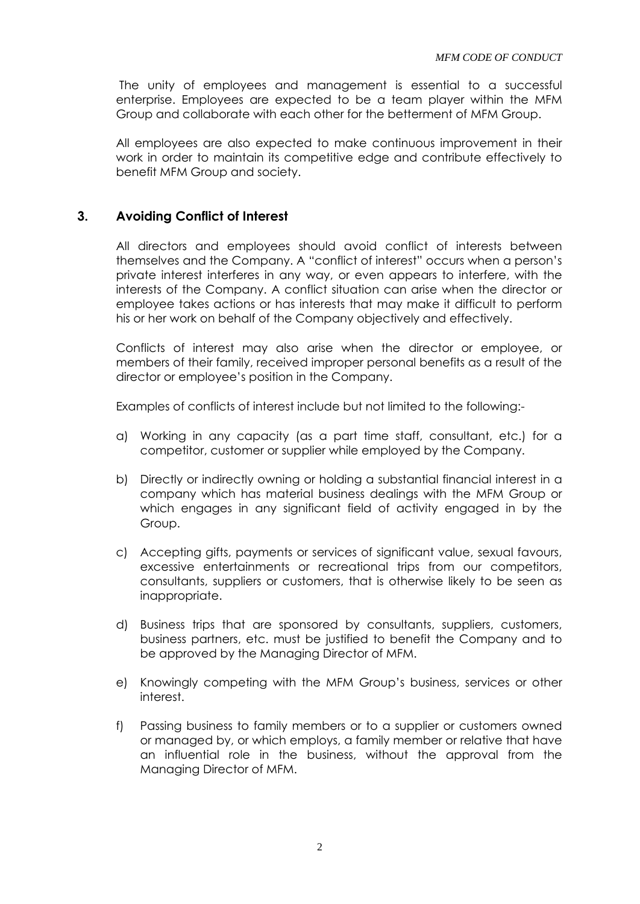The unity of employees and management is essential to a successful enterprise. Employees are expected to be a team player within the MFM Group and collaborate with each other for the betterment of MFM Group.

All employees are also expected to make continuous improvement in their work in order to maintain its competitive edge and contribute effectively to benefit MFM Group and society.

## 3. Avoiding Conflict of Interest

All directors and employees should avoid conflict of interests between themselves and the Company. A "conflict of interest" occurs when a person's private interest interferes in any way, or even appears to interfere, with the interests of the Company. A conflict situation can arise when the director or employee takes actions or has interests that may make it difficult to perform his or her work on behalf of the Company objectively and effectively.

Conflicts of interest may also arise when the director or employee, or members of their family, received improper personal benefits as a result of the director or employee's position in the Company.

Examples of conflicts of interest include but not limited to the following:-

a) Working in any capacity (as a part time staff, consultant, etc.) for a competitor, customer or supplier while employed by the Company.

b) Directly or indirectly owning or holding a substantial financial interest in a company which has material business dealings with the MFM Group or which engages in any significant field of activity engaged in by the Group.

c) Accepting gifts, payments or services of significant value, sexual favours, excessive entertainments or recreational trips from our competitors, consultants, suppliers or customers, that is otherwise likely to be seen as inappropriate.

d) Business trips that are sponsored by consultants, suppliers, customers, business partners, etc. must be justified to benefit the Company and to be approved by the Managing Director of MFM.

e) Knowingly competing with the MFM Group's business, services or other interest.

f) Passing business to family members or to a supplier or customers owned or managed by, or which employs, a family member or relative that have an influential role in the business, without the approval from the Managing Director of MFM.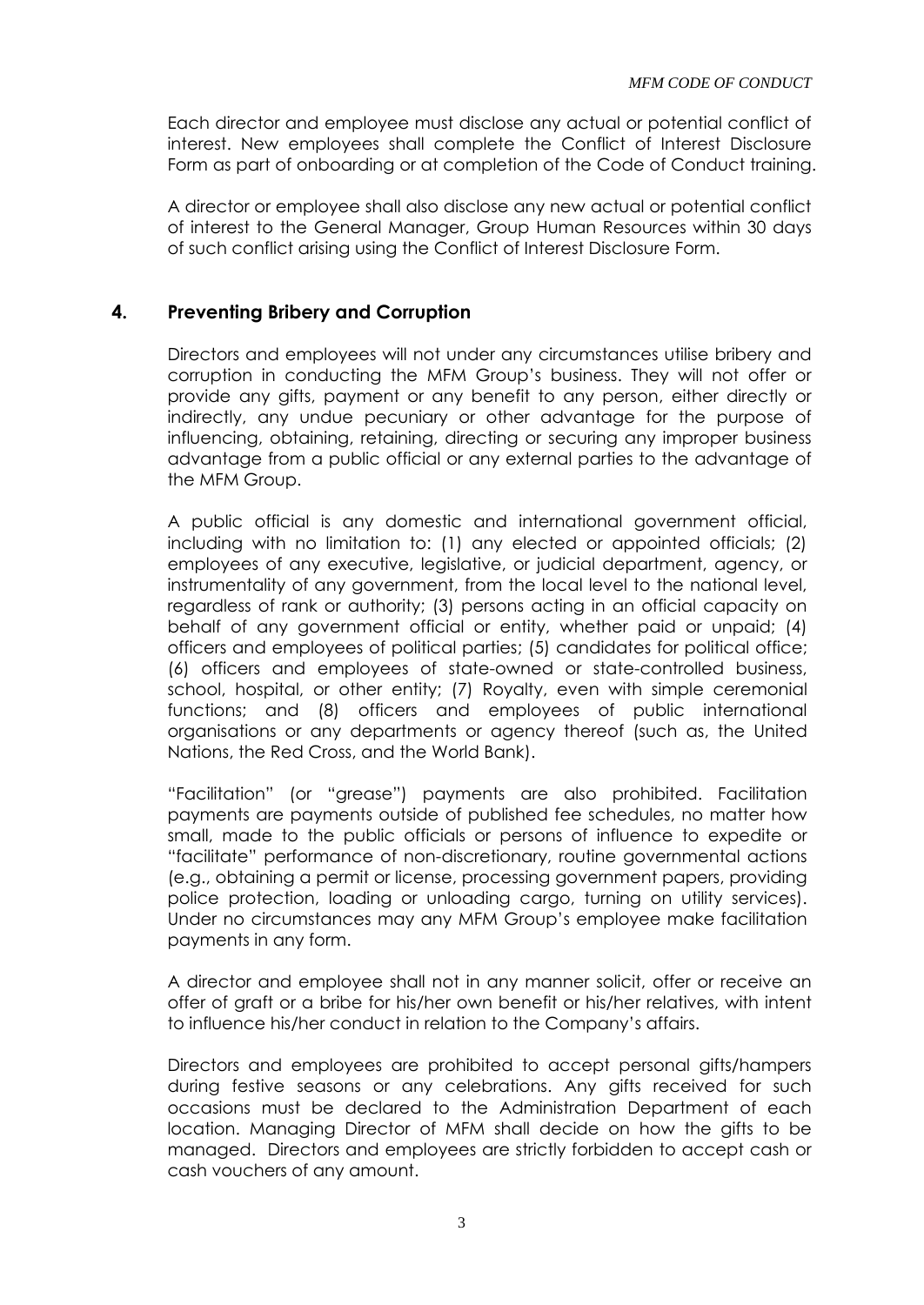Each director and employee must disclose any actual or potential conflict of interest. New employees shall complete the Conflict of Interest Disclosure Form as part of onboarding or at completion of the Code of Conduct training.

A director or employee shall also disclose any new actual or potential conflict of interest to the General Manager, Group Human Resources within 30 days of such conflict arising using the Conflict of Interest Disclosure Form.

## 4. Preventing Bribery and Corruption

Directors and employees will not under any circumstances utilise bribery and corruption in conducting the MFM Group's business. They will not offer or provide any gifts, payment or any benefit to any person, either directly or indirectly, any undue pecuniary or other advantage for the purpose of influencing, obtaining, retaining, directing or securing any improper business advantage from a public official or any external parties to the advantage of the MFM Group.

A public official is any domestic and international government official, including with no limitation to: (1) any elected or appointed officials; (2) employees of any executive, legislative, or judicial department, agency, or instrumentality of any government, from the local level to the national level, regardless of rank or authority; (3) persons acting in an official capacity on behalf of any government official or entity, whether paid or unpaid; (4) officers and employees of political parties; (5) candidates for political office; (6) officers and employees of state-owned or state-controlled business, school, hospital, or other entity; (7) Royalty, even with simple ceremonial functions; and (8) officers and employees of public international organisations or any departments or agency thereof (such as, the United Nations, the Red Cross, and the World Bank).

"Facilitation" (or "grease") payments are also prohibited. Facilitation payments are payments outside of published fee schedules, no matter how small, made to the public officials or persons of influence to expedite or "facilitate" performance of non-discretionary, routine governmental actions (e.g., obtaining a permit or license, processing government papers, providing police protection, loading or unloading cargo, turning on utility services). Under no circumstances may any MFM Group's employee make facilitation payments in any form.

A director and employee shall not in any manner solicit, offer or receive an offer of graft or a bribe for his/her own benefit or his/her relatives, with intent to influence his/her conduct in relation to the Company's affairs.

Directors and employees are prohibited to accept personal gifts/hampers during festive seasons or any celebrations. Any gifts received for such occasions must be declared to the Administration Department of each location. Managing Director of MFM shall decide on how the gifts to be managed. Directors and employees are strictly forbidden to accept cash or cash vouchers of any amount.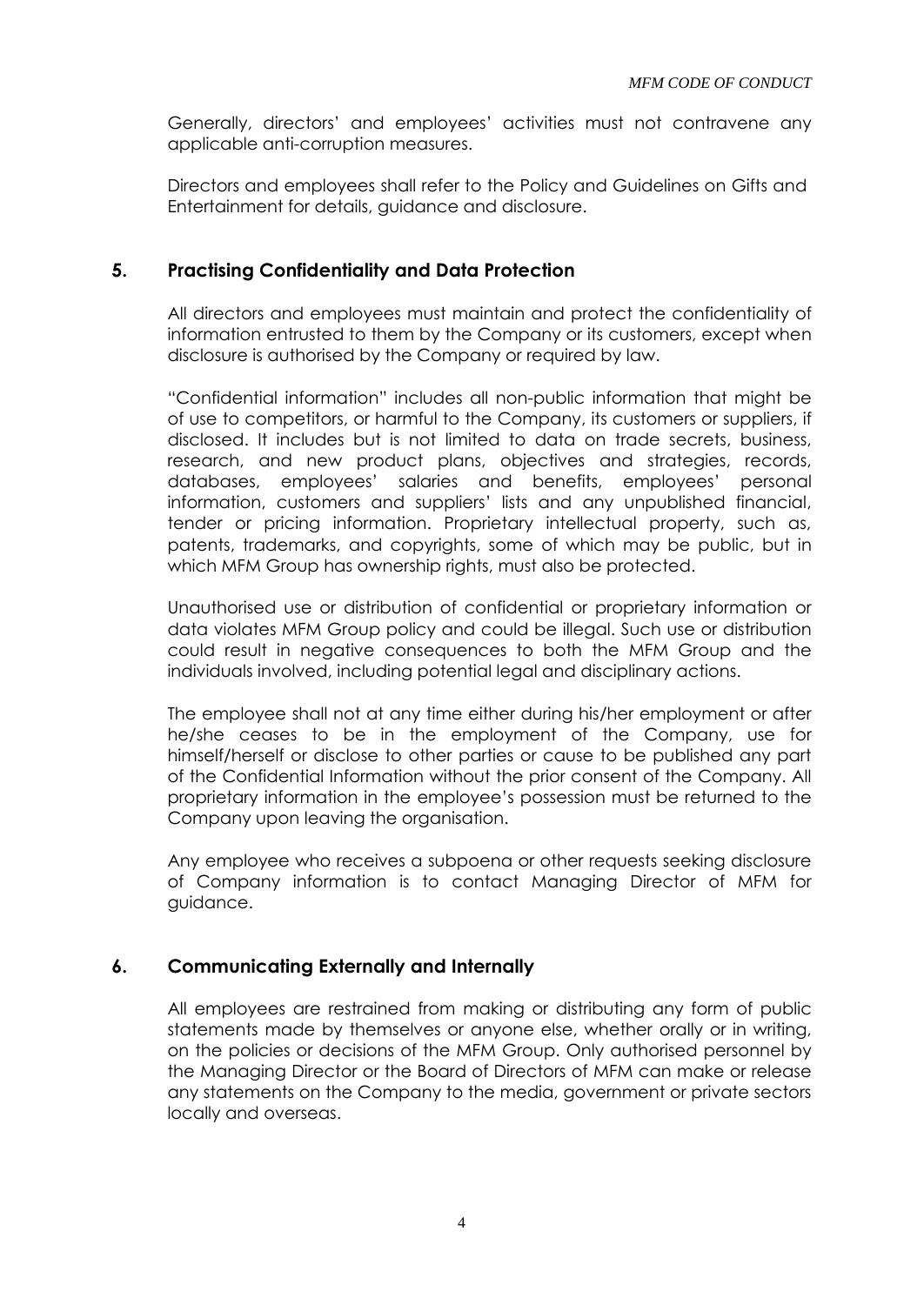Generally, directors' and employees' activities must not contravene any applicable anti-corruption measures.

Directors and employees shall refer to the Policy and Guidelines on Gifts and Entertainment for details, guidance and disclosure.

## 5. Practising Confidentiality and Data Protection

All directors and employees must maintain and protect the confidentiality of information entrusted to them by the Company or its customers, except when disclosure is authorised by the Company or required by law.

"Confidential information" includes all non-public information that might be of use to competitors, or harmful to the Company, its customers or suppliers, if disclosed. It includes but is not limited to data on trade secrets, business, research, and new product plans, objectives and strategies, records, databases, employees' salaries and benefits, employees' personal information, customers and suppliers' lists and any unpublished financial, tender or pricing information. Proprietary intellectual property, such as, patents, trademarks, and copyrights, some of which may be public, but in which MFM Group has ownership rights, must also be protected.

Unauthorised use or distribution of confidential or proprietary information or data violates MFM Group policy and could be illegal. Such use or distribution could result in negative consequences to both the MFM Group and the individuals involved, including potential legal and disciplinary actions.

The employee shall not at any time either during his/her employment or after he/she ceases to be in the employment of the Company, use for himself/herself or disclose to other parties or cause to be published any part of the Confidential Information without the prior consent of the Company. All proprietary information in the employee's possession must be returned to the Company upon leaving the organisation.

Any employee who receives a subpoena or other requests seeking disclosure of Company information is to contact Managing Director of MFM for guidance.

## 6. Communicating Externally and Internally

All employees are restrained from making or distributing any form of public statements made by themselves or anyone else, whether orally or in writing, on the policies or decisions of the MFM Group. Only authorised personnel by the Managing Director or the Board of Directors of MFM can make or release any statements on the Company to the media, government or private sectors locally and overseas.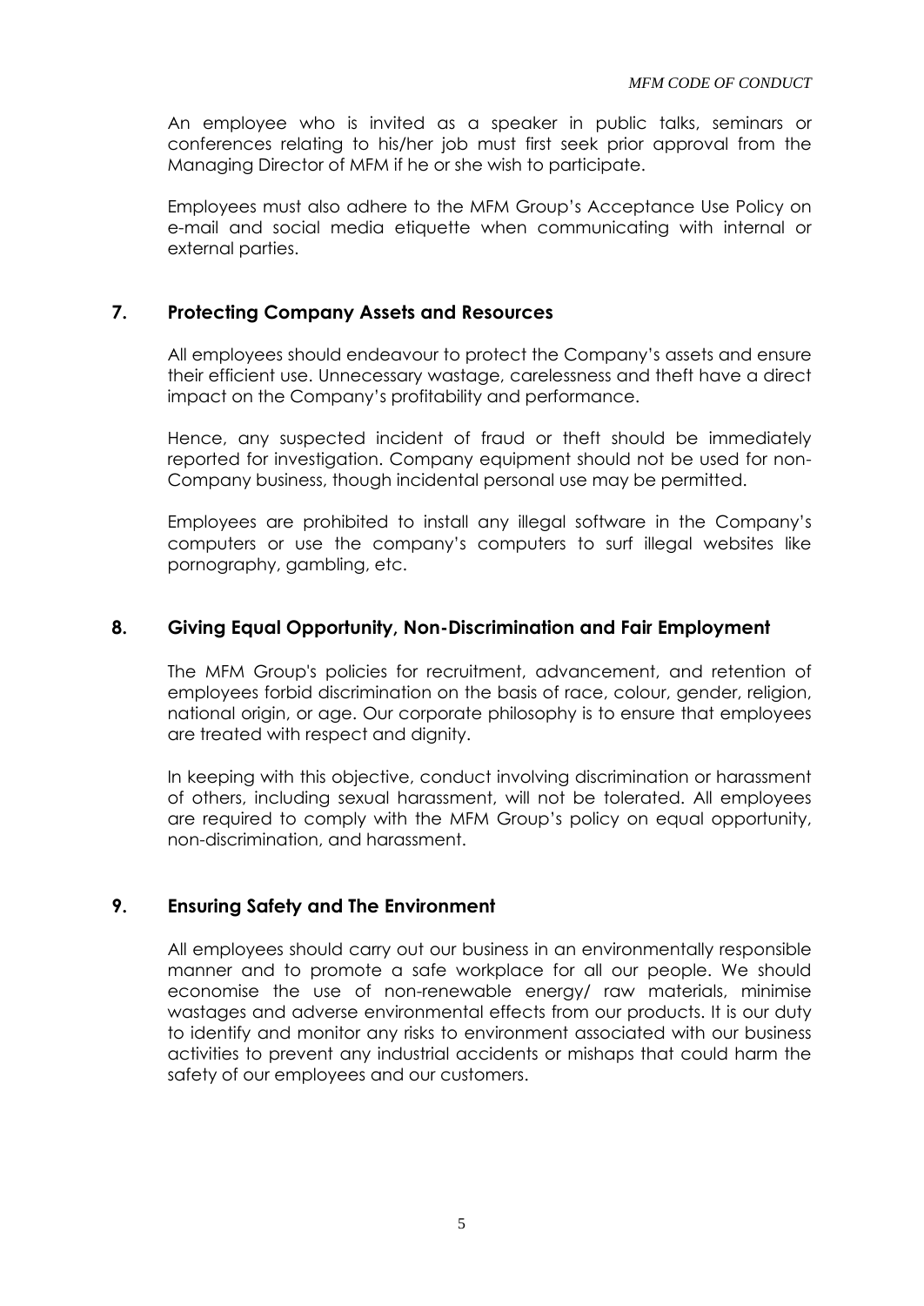An employee who is invited as a speaker in public talks, seminars or conferences relating to his/her job must first seek prior approval from the Managing Director of MFM if he or she wish to participate.

Employees must also adhere to the MFM Group's Acceptance Use Policy on e-mail and social media etiquette when communicating with internal or external parties.

## 7. Protecting Company Assets and Resources

All employees should endeavour to protect the Company's assets and ensure their efficient use. Unnecessary wastage, carelessness and theft have a direct impact on the Company's profitability and performance.

Hence, any suspected incident of fraud or theft should be immediately reported for investigation. Company equipment should not be used for non-Company business, though incidental personal use may be permitted.

Employees are prohibited to install any illegal software in the Company's computers or use the company's computers to surf illegal websites like pornography, gambling, etc.

## 8. Giving Equal Opportunity, Non-Discrimination and Fair Employment

The MFM Group's policies for recruitment, advancement, and retention of employees forbid discrimination on the basis of race, colour, gender, religion, national origin, or age. Our corporate philosophy is to ensure that employees are treated with respect and dignity.

In keeping with this objective, conduct involving discrimination or harassment of others, including sexual harassment, will not be tolerated. All employees are required to comply with the MFM Group's policy on equal opportunity, non-discrimination, and harassment.

## 9. Ensuring Safety and The Environment

All employees should carry out our business in an environmentally responsible manner and to promote a safe workplace for all our people. We should economise the use of non-renewable energy/ raw materials, minimise wastages and adverse environmental effects from our products. It is our duty to identify and monitor any risks to environment associated with our business activities to prevent any industrial accidents or mishaps that could harm the safety of our employees and our customers.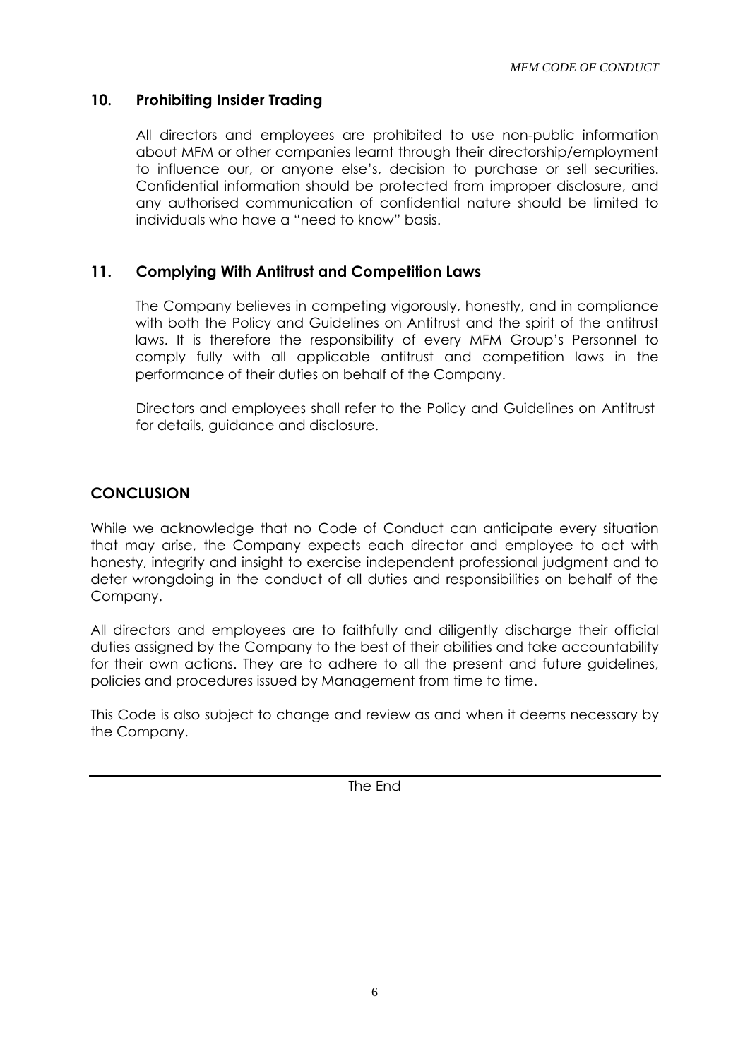## 10. Prohibiting Insider Trading

All directors and employees are prohibited to use non-public information about MFM or other companies learnt through their directorship/employment to influence our, or anyone else's, decision to purchase or sell securities. Confidential information should be protected from improper disclosure, and any authorised communication of confidential nature should be limited to individuals who have a "need to know" basis.

## 11. Complying With Antitrust and Competition Laws

The Company believes in competing vigorously, honestly, and in compliance with both the Policy and Guidelines on Antitrust and the spirit of the antitrust laws. It is therefore the responsibility of every MFM Group's Personnel to comply fully with all applicable antitrust and competition laws in the performance of their duties on behalf of the Company.

Directors and employees shall refer to the Policy and Guidelines on Antitrust for details, guidance and disclosure.

## CONCLUSION

While we acknowledge that no Code of Conduct can anticipate every situation that may arise, the Company expects each director and employee to act with honesty, integrity and insight to exercise independent professional judgment and to deter wrongdoing in the conduct of all duties and responsibilities on behalf of the Company.

All directors and employees are to faithfully and diligently discharge their official duties assigned by the Company to the best of their abilities and take accountability for their own actions. They are to adhere to all the present and future guidelines, policies and procedures issued by Management from time to time.

This Code is also subject to change and review as and when it deems necessary by the Company.

---

The End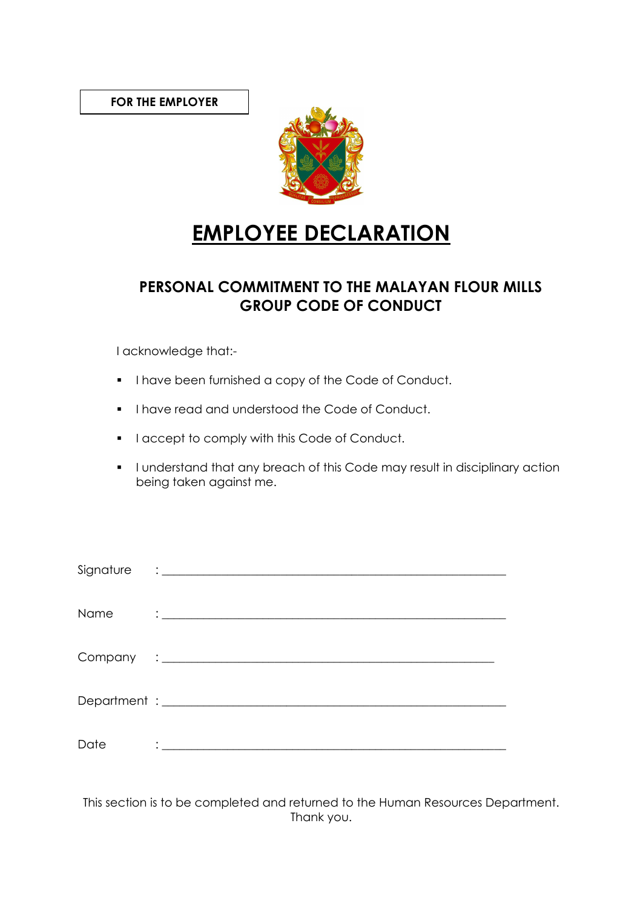**FOR THE EMPLOYER**

# EMPLOYEE DECLARATION

## PERSONAL COMMITMENT TO THE MALAYAN FLOUR MILLS GROUP CODE OF CONDUCT

I acknowledge that:-

- I have been furnished a copy of the Code of Conduct.
- I have read and understood the Code of Conduct.
- I accept to comply with this Code of Conduct.
- I understand that any breach of this Code may result in disciplinary action being taken against me.

Signature : ____________________________________________

Name : ____________________________________________

Company : ____________________________________________

Department : ____________________________________________

Date : ____________________________________________

This section is to be completed and returned to the Human Resources Department. Thank you.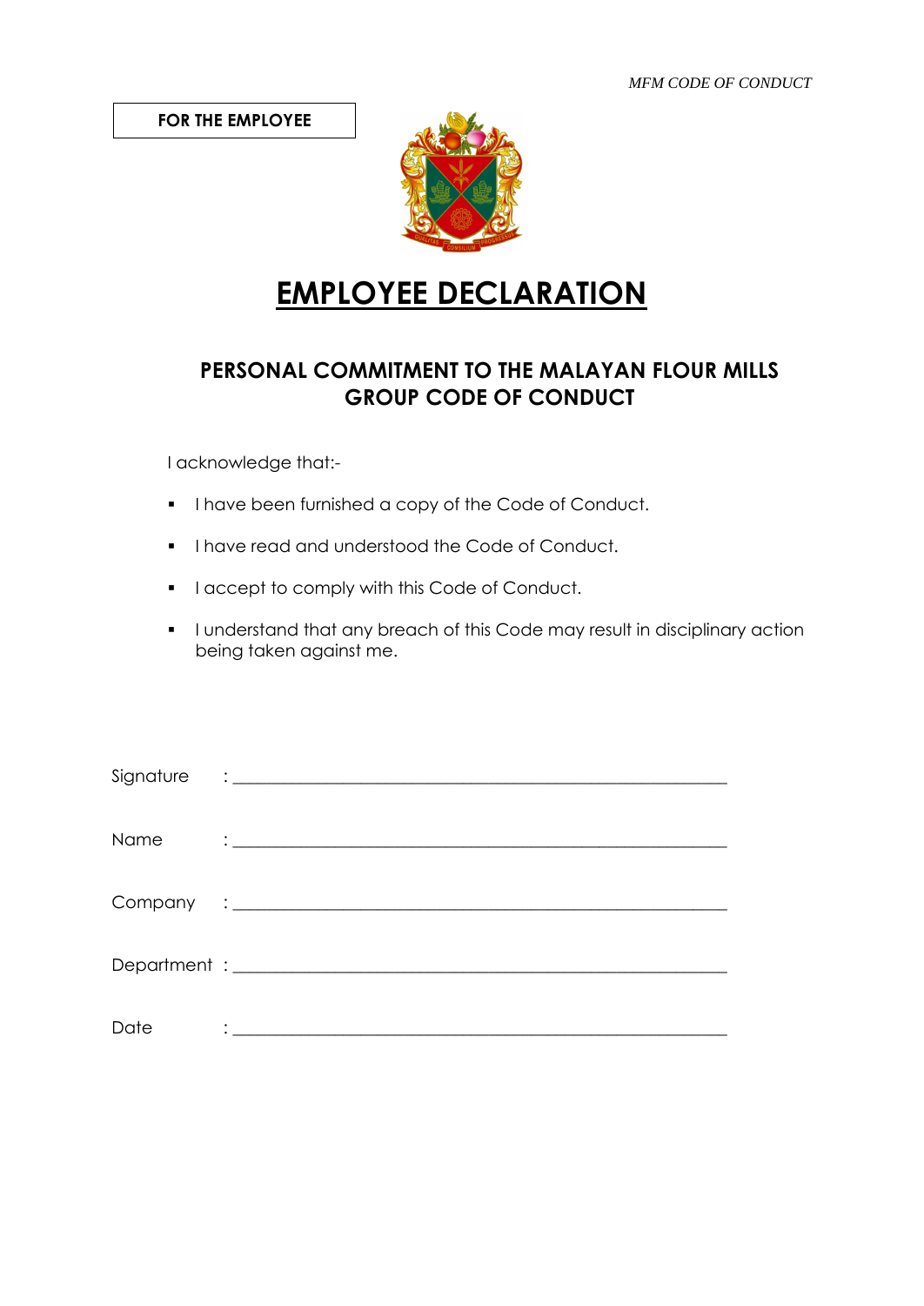**FOR THE EMPLOYEE**

# EMPLOYEE DECLARATION

## PERSONAL COMMITMENT TO THE MALAYAN FLOUR MILLS GROUP CODE OF CONDUCT

I acknowledge that:-

- I have been furnished a copy of the Code of Conduct.
- I have read and understood the Code of Conduct.
- I accept to comply with this Code of Conduct.
- I understand that any breach of this Code may result in disciplinary action being taken against me.

Signature : ____________________________________________

Name : ____________________________________________

Company : ____________________________________________

Department : ____________________________________________

Date : ____________________________________________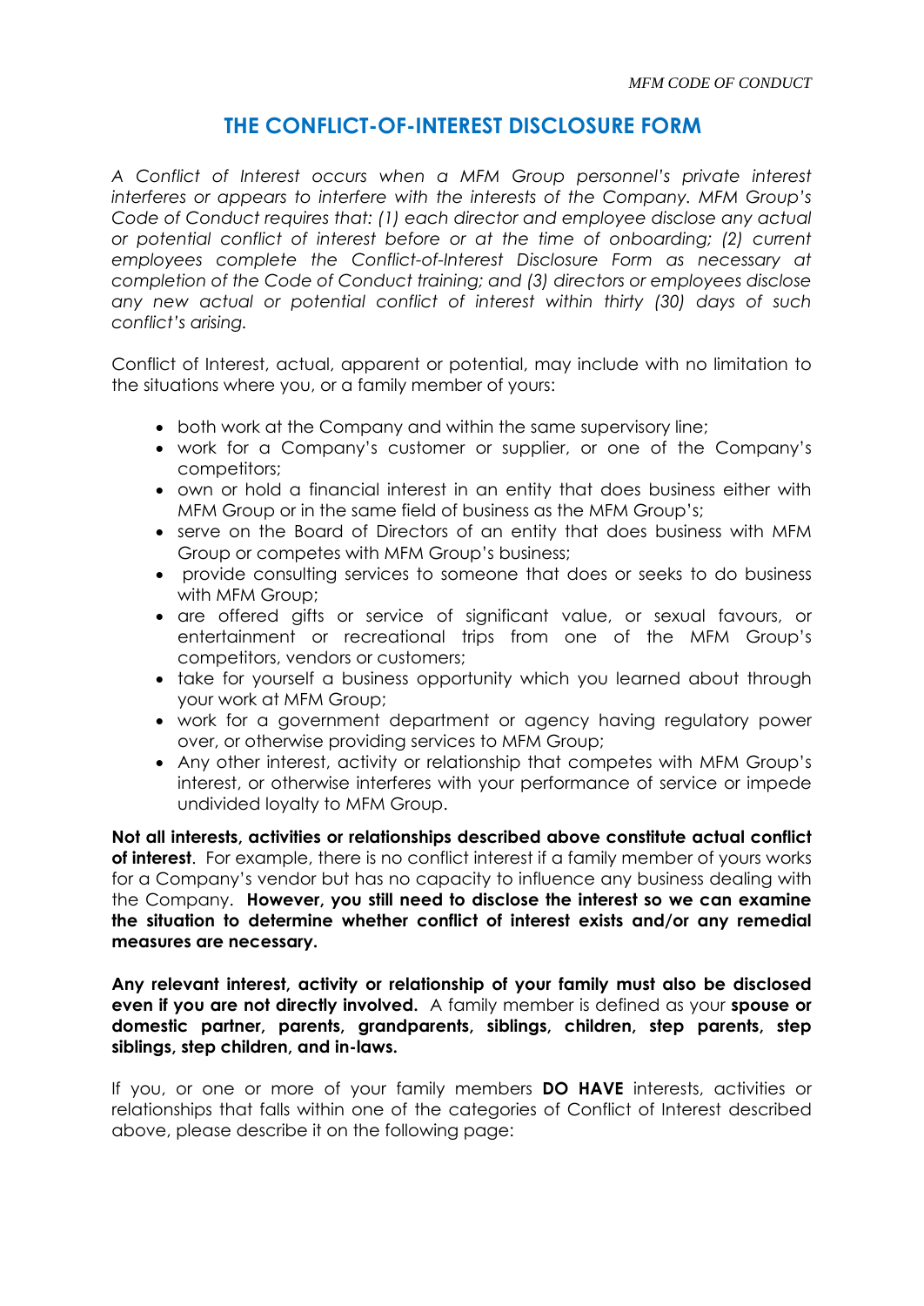# THE CONFLICT-OF-INTEREST DISCLOSURE FORM

*A Conflict of Interest occurs when a MFM Group personnel's private interest interferes or appears to interfere with the interests of the Company. MFM Group's Code of Conduct requires that: (1) each director and employee disclose any actual or potential conflict of interest before or at the time of onboarding; (2) current employees complete the Conflict-of-Interest Disclosure Form as necessary at completion of the Code of Conduct training; and (3) directors or employees disclose any new actual or potential conflict of interest within thirty (30) days of such conflict's arising.*

Conflict of Interest, actual, apparent or potential, may include with no limitation to the situations where you, or a family member of yours:

- both work at the Company and within the same supervisory line;
- work for a Company's customer or supplier, or one of the Company's competitors;
- own or hold a financial interest in an entity that does business either with MFM Group or in the same field of business as the MFM Group's;
- serve on the Board of Directors of an entity that does business with MFM Group or competes with MFM Group's business;
- provide consulting services to someone that does or seeks to do business with MFM Group;
- are offered gifts or service of significant value, or sexual favours, or entertainment or recreational trips from one of the MFM Group's competitors, vendors or customers;
- take for yourself a business opportunity which you learned about through your work at MFM Group;
- work for a government department or agency having regulatory power over, or otherwise providing services to MFM Group;
- Any other interest, activity or relationship that competes with MFM Group's interest, or otherwise interferes with your performance of service or impede undivided loyalty to MFM Group.

**Not all interests, activities or relationships described above constitute actual conflict of interest**. For example, there is no conflict interest if a family member of yours works for a Company's vendor but has no capacity to influence any business dealing with the Company. **However, you still need to disclose the interest so we can examine the situation to determine whether conflict of interest exists and/or any remedial measures are necessary.**

**Any relevant interest, activity or relationship of your family must also be disclosed even if you are not directly involved.** A family member is defined as your **spouse or domestic partner, parents, grandparents, siblings, children, step parents, step siblings, step children, and in-laws.**

If you, or one or more of your family members **DO HAVE** interests, activities or relationships that falls within one of the categories of Conflict of Interest described above, please describe it on the following page: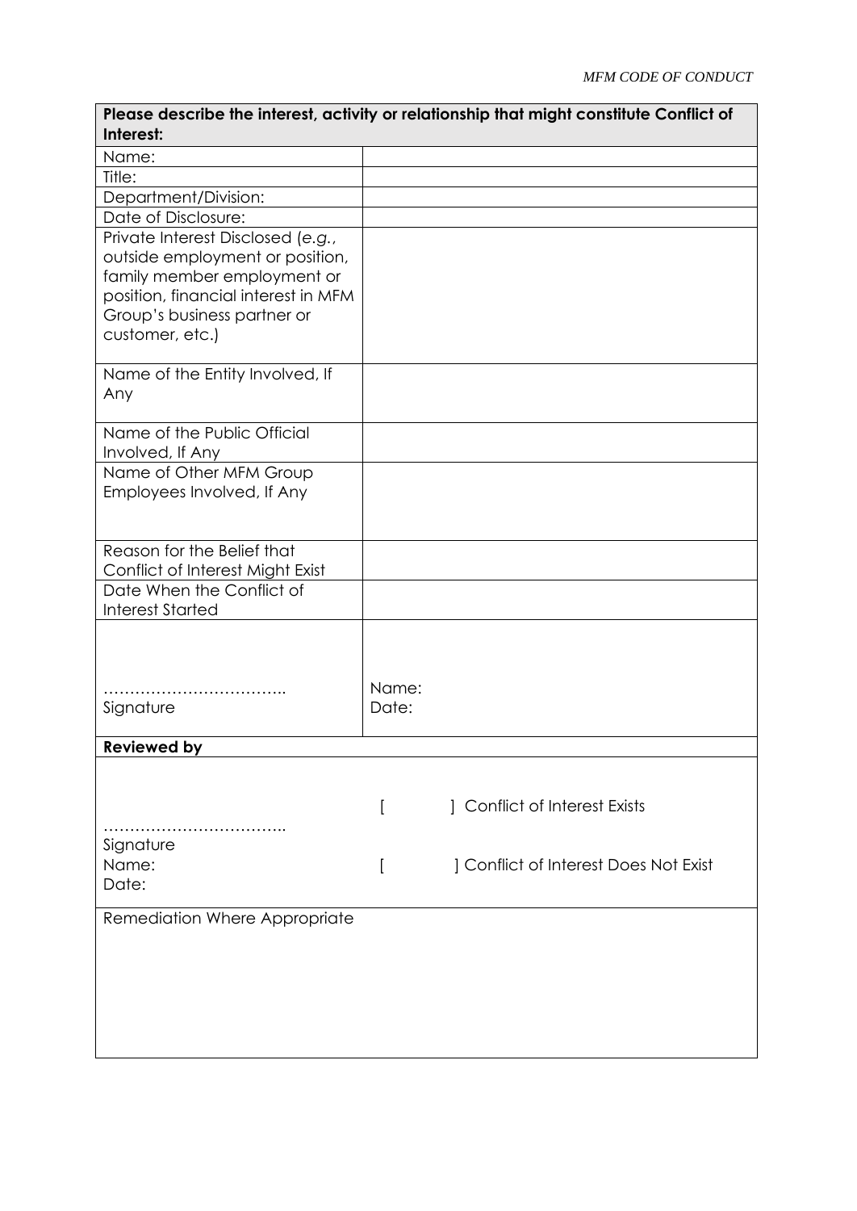| Please describe the interest, activity or relationship that might constitute Conflict of Interest: | |
|---|---|
| Name: | |
| Title: | |
| Department/Division: | |
| Date of Disclosure: | |
| Private Interest Disclosed (*e.g.*, outside employment or position, family member employment or position, financial interest in MFM Group's business partner or customer, etc.) | |
| Name of the Entity Involved, If Any | |
| Name of the Public Official Involved, If Any | |
| Name of Other MFM Group Employees Involved, If Any | |
| Reason for the Belief that Conflict of Interest Might Exist | |
| Date When the Conflict of Interest Started | |
| …………………………….. Signature | Name: Date: |
| **Reviewed by** | |
| …………………………….. Signature Name: Date: | [ ] Conflict of Interest Exists [ ] Conflict of Interest Does Not Exist |
| Remediation Where Appropriate | |